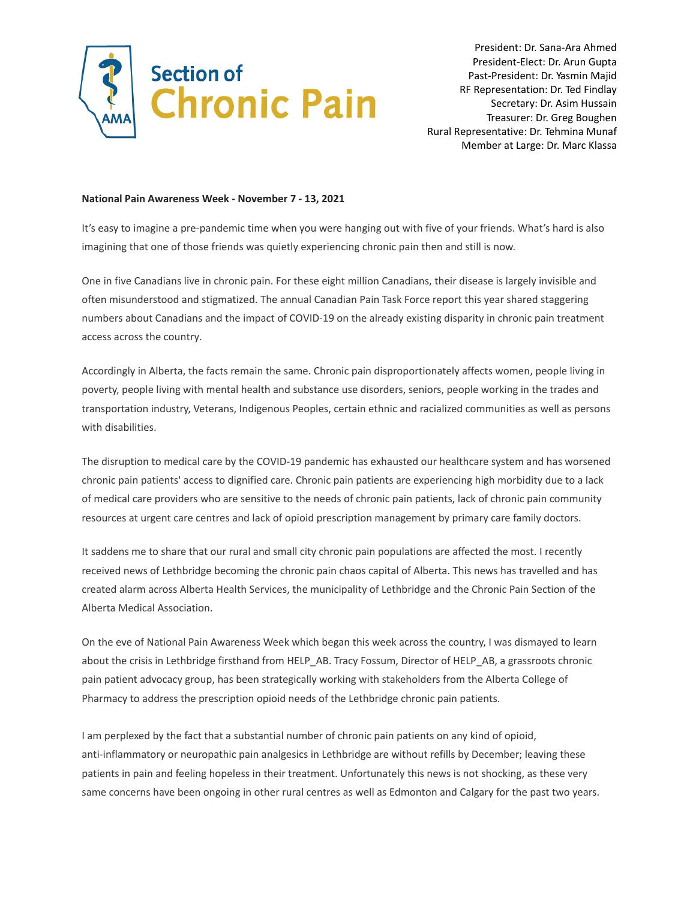# Section of Chronic Pain

President: Dr. Sana-Ara Ahmed
President-Elect: Dr. Arun Gupta
Past-President: Dr. Yasmin Majid
RF Representation: Dr. Ted Findlay
Secretary: Dr. Asim Hussain
Treasurer: Dr. Greg Boughen
Rural Representative: Dr. Tehmina Munaf
Member at Large: Dr. Marc Klassa

**National Pain Awareness Week - November 7 - 13, 2021**

It's easy to imagine a pre-pandemic time when you were hanging out with five of your friends. What's hard is also imagining that one of those friends was quietly experiencing chronic pain then and still is now.

One in five Canadians live in chronic pain. For these eight million Canadians, their disease is largely invisible and often misunderstood and stigmatized. The annual Canadian Pain Task Force report this year shared staggering numbers about Canadians and the impact of COVID-19 on the already existing disparity in chronic pain treatment access across the country.

Accordingly in Alberta, the facts remain the same. Chronic pain disproportionately affects women, people living in poverty, people living with mental health and substance use disorders, seniors, people working in the trades and transportation industry, Veterans, Indigenous Peoples, certain ethnic and racialized communities as well as persons with disabilities.

The disruption to medical care by the COVID-19 pandemic has exhausted our healthcare system and has worsened chronic pain patients' access to dignified care. Chronic pain patients are experiencing high morbidity due to a lack of medical care providers who are sensitive to the needs of chronic pain patients, lack of chronic pain community resources at urgent care centres and lack of opioid prescription management by primary care family doctors.

It saddens me to share that our rural and small city chronic pain populations are affected the most. I recently received news of Lethbridge becoming the chronic pain chaos capital of Alberta. This news has travelled and has created alarm across Alberta Health Services, the municipality of Lethbridge and the Chronic Pain Section of the Alberta Medical Association.

On the eve of National Pain Awareness Week which began this week across the country, I was dismayed to learn about the crisis in Lethbridge firsthand from HELP_AB. Tracy Fossum, Director of HELP_AB, a grassroots chronic pain patient advocacy group, has been strategically working with stakeholders from the Alberta College of Pharmacy to address the prescription opioid needs of the Lethbridge chronic pain patients.

I am perplexed by the fact that a substantial number of chronic pain patients on any kind of opioid, anti-inflammatory or neuropathic pain analgesics in Lethbridge are without refills by December; leaving these patients in pain and feeling hopeless in their treatment. Unfortunately this news is not shocking, as these very same concerns have been ongoing in other rural centres as well as Edmonton and Calgary for the past two years.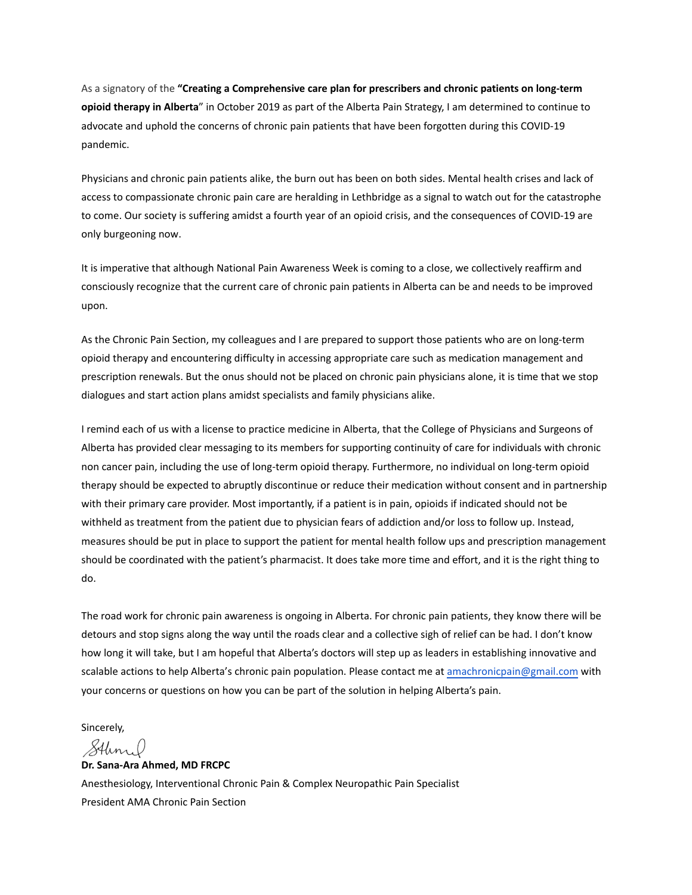As a signatory of the **"Creating a Comprehensive care plan for prescribers and chronic patients on long-term opioid therapy in Alberta**" in October 2019 as part of the Alberta Pain Strategy, I am determined to continue to advocate and uphold the concerns of chronic pain patients that have been forgotten during this COVID-19 pandemic.

Physicians and chronic pain patients alike, the burn out has been on both sides. Mental health crises and lack of access to compassionate chronic pain care are heralding in Lethbridge as a signal to watch out for the catastrophe to come. Our society is suffering amidst a fourth year of an opioid crisis, and the consequences of COVID-19 are only burgeoning now.

It is imperative that although National Pain Awareness Week is coming to a close, we collectively reaffirm and consciously recognize that the current care of chronic pain patients in Alberta can be and needs to be improved upon.

As the Chronic Pain Section, my colleagues and I are prepared to support those patients who are on long-term opioid therapy and encountering difficulty in accessing appropriate care such as medication management and prescription renewals. But the onus should not be placed on chronic pain physicians alone, it is time that we stop dialogues and start action plans amidst specialists and family physicians alike.

I remind each of us with a license to practice medicine in Alberta, that the College of Physicians and Surgeons of Alberta has provided clear messaging to its members for supporting continuity of care for individuals with chronic non cancer pain, including the use of long-term opioid therapy. Furthermore, no individual on long-term opioid therapy should be expected to abruptly discontinue or reduce their medication without consent and in partnership with their primary care provider. Most importantly, if a patient is in pain, opioids if indicated should not be withheld as treatment from the patient due to physician fears of addiction and/or loss to follow up. Instead, measures should be put in place to support the patient for mental health follow ups and prescription management should be coordinated with the patient's pharmacist. It does take more time and effort, and it is the right thing to do.

The road work for chronic pain awareness is ongoing in Alberta. For chronic pain patients, they know there will be detours and stop signs along the way until the roads clear and a collective sigh of relief can be had. I don't know how long it will take, but I am hopeful that Alberta's doctors will step up as leaders in establishing innovative and scalable actions to help Alberta's chronic pain population. Please contact me at amachronicpain@gmail.com with your concerns or questions on how you can be part of the solution in helping Alberta's pain.

Sincerely,

**Dr. Sana-Ara Ahmed, MD FRCPC**
Anesthesiology, Interventional Chronic Pain & Complex Neuropathic Pain Specialist
President AMA Chronic Pain Section